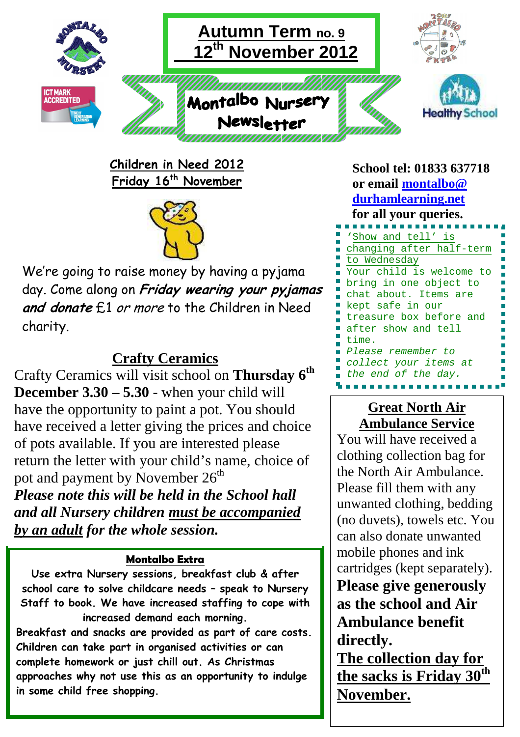# Autumn Term no. 9
## 12th November 2012

# Montalbo Nursery Newsletter

## Children in Need 2012
## Friday 16th November

We're going to raise money by having a pyjama day. Come along on ***Friday wearing your pyjamas and donate*** £1 *or more* to the Children in Need charity.

## Crafty Ceramics

Crafty Ceramics will visit school on **Thursday 6th December 3.30 – 5.30** - when your child will have the opportunity to paint a pot. You should have received a letter giving the prices and choice of pots available. If you are interested please return the letter with your child's name, choice of pot and payment by November 26th

***Please note this will be held in the School hall and all Nursery children must be accompanied by an adult for the whole session.***

### Montalbo Extra

Use extra Nursery sessions, breakfast club & after school care to solve childcare needs – speak to Nursery Staff to book. We have increased staffing to cope with increased demand each morning.

Breakfast and snacks are provided as part of care costs. Children can take part in organised activities or can complete homework or just chill out. As Christmas approaches why not use this as an opportunity to indulge in some child free shopping.

**School tel: 01833 637718 or email montalbo@durhamlearning.net for all your queries.**

'Show and tell' is changing after half-term to Wednesday

Your child is welcome to bring in one object to chat about. Items are kept safe in our treasure box before and after show and tell time.

*Please remember to collect your items at the end of the day.*

## Great North Air Ambulance Service

You will have received a clothing collection bag for the North Air Ambulance. Please fill them with any unwanted clothing, bedding (no duvets), towels etc. You can also donate unwanted mobile phones and ink cartridges (kept separately).

**Please give generously as the school and Air Ambulance benefit directly.**

**The collection day for the sacks is Friday 30th November.**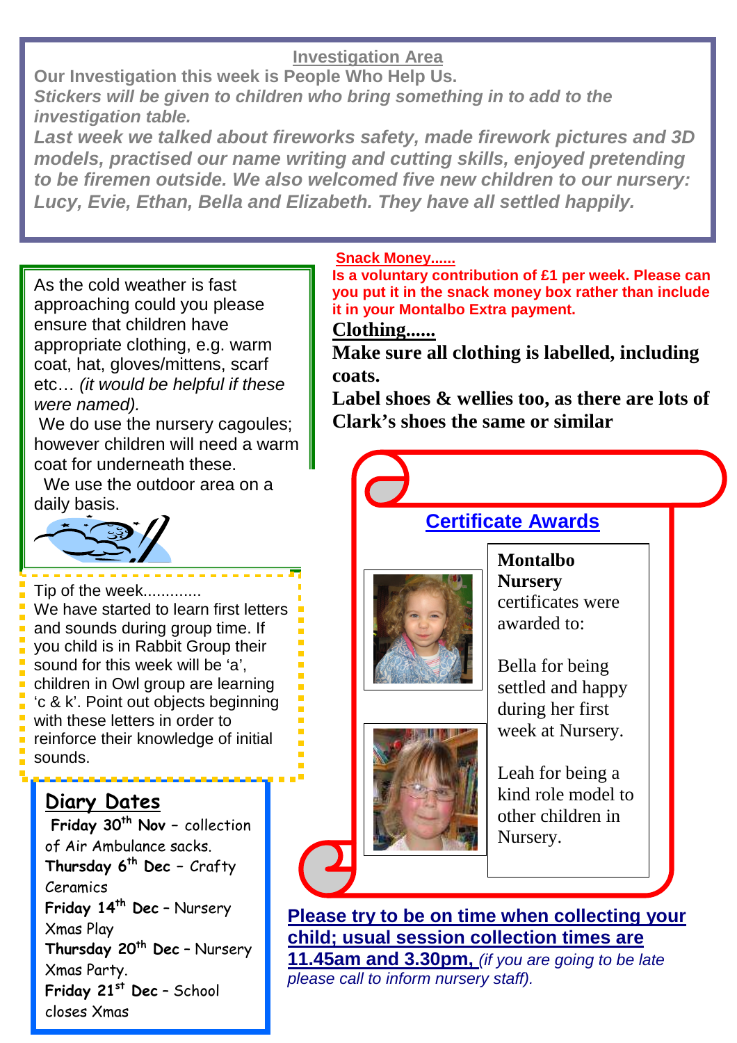## Investigation Area

**Our Investigation this week is People Who Help Us.**

***Stickers will be given to children who bring something in to add to the investigation table.***

***Last week we talked about fireworks safety, made firework pictures and 3D models, practised our name writing and cutting skills, enjoyed pretending to be firemen outside. We also welcomed five new children to our nursery: Lucy, Evie, Ethan, Bella and Elizabeth. They have all settled happily.***

As the cold weather is fast approaching could you please ensure that children have appropriate clothing, e.g. warm coat, hat, gloves/mittens, scarf etc… *(it would be helpful if these were named).*

We do use the nursery cagoules; however children will need a warm coat for underneath these.

We use the outdoor area on a daily basis.

Tip of the week.............

We have started to learn first letters and sounds during group time. If you child is in Rabbit Group their sound for this week will be 'a', children in Owl group are learning 'c & k'. Point out objects beginning with these letters in order to reinforce their knowledge of initial sounds.

## Diary Dates

**Friday 30th Nov** – collection of Air Ambulance sacks.

**Thursday 6th Dec** – Crafty Ceramics

**Friday 14th Dec** – Nursery Xmas Play

**Thursday 20th Dec** – Nursery Xmas Party.

**Friday 21st Dec** – School closes Xmas

**Snack Money......**

**Is a voluntary contribution of £1 per week. Please can you put it in the snack money box rather than include it in your Montalbo Extra payment.**

**Clothing......**

**Make sure all clothing is labelled, including coats.**

**Label shoes & wellies too, as there are lots of Clark's shoes the same or similar**

## Certificate Awards

**Montalbo Nursery** certificates were awarded to:

Bella for being settled and happy during her first week at Nursery.

Leah for being a kind role model to other children in Nursery.

**Please try to be on time when collecting your child; usual session collection times are 11.45am and 3.30pm,** *(if you are going to be late please call to inform nursery staff).*